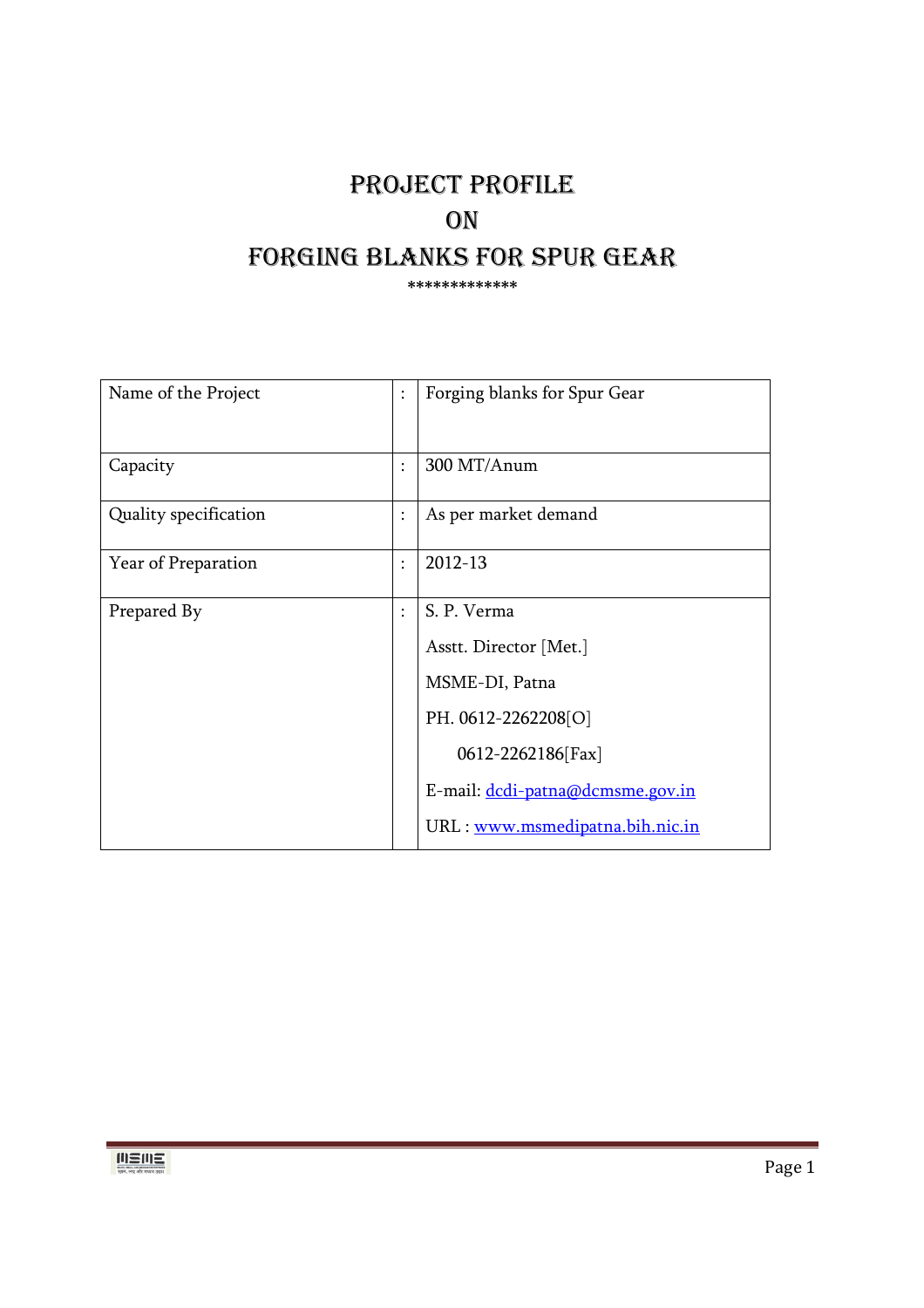# PROJECT PROFILE
# ON
# FORGING BLANKS FOR SPUR GEAR

*************

| | | |
|---|---|---|
| Name of the Project | : | Forging blanks for Spur Gear |
| Capacity | : | 300 MT/Anum |
| Quality specification | : | As per market demand |
| Year of Preparation | : | 2012-13 |
| Prepared By | : | S. P. Verma<br>Asstt. Director [Met.]<br>MSME-DI, Patna<br>PH. 0612-2262208[O]<br>0612-2262186[Fax]<br>E-mail: dcdi-patna@dcmsme.gov.in<br>URL : www.msmedipatna.bih.nic.in |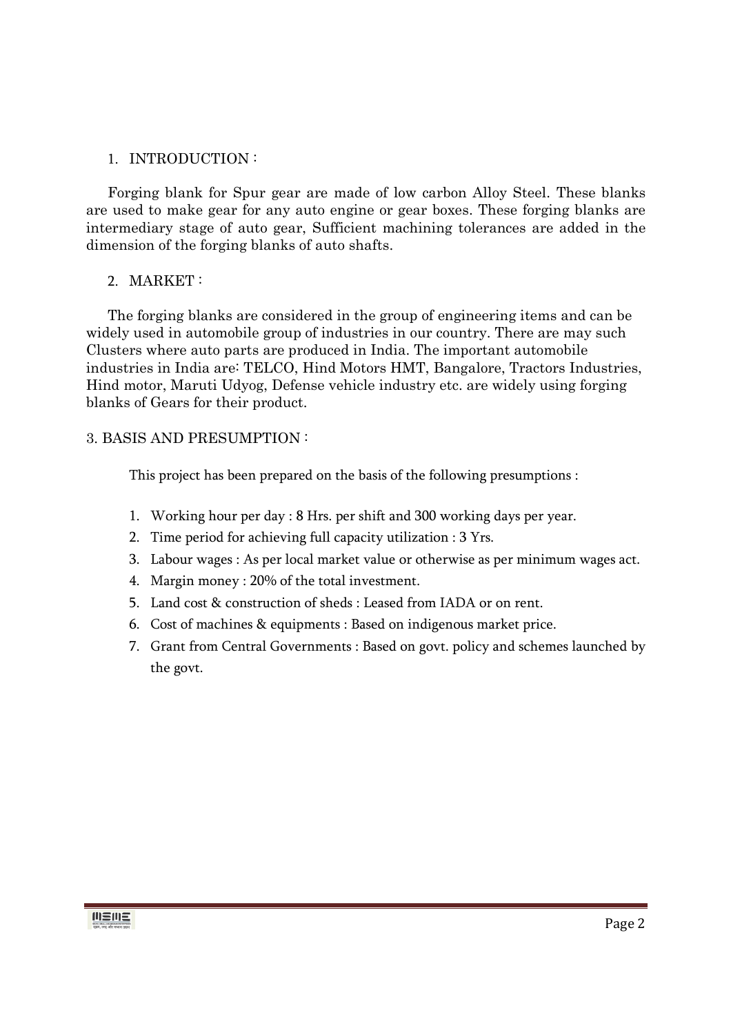1. INTRODUCTION :

Forging blank for Spur gear are made of low carbon Alloy Steel. These blanks are used to make gear for any auto engine or gear boxes. These forging blanks are intermediary stage of auto gear, Sufficient machining tolerances are added in the dimension of the forging blanks of auto shafts.

2. MARKET :

The forging blanks are considered in the group of engineering items and can be widely used in automobile group of industries in our country. There are may such Clusters where auto parts are produced in India. The important automobile industries in India are: TELCO, Hind Motors HMT, Bangalore, Tractors Industries, Hind motor, Maruti Udyog, Defense vehicle industry etc. are widely using forging blanks of Gears for their product.

3. BASIS AND PRESUMPTION :

This project has been prepared on the basis of the following presumptions :

1. Working hour per day : 8 Hrs. per shift and 300 working days per year.
2. Time period for achieving full capacity utilization : 3 Yrs.
3. Labour wages : As per local market value or otherwise as per minimum wages act.
4. Margin money : 20% of the total investment.
5. Land cost & construction of sheds : Leased from IADA or on rent.
6. Cost of machines & equipments : Based on indigenous market price.
7. Grant from Central Governments : Based on govt. policy and schemes launched by the govt.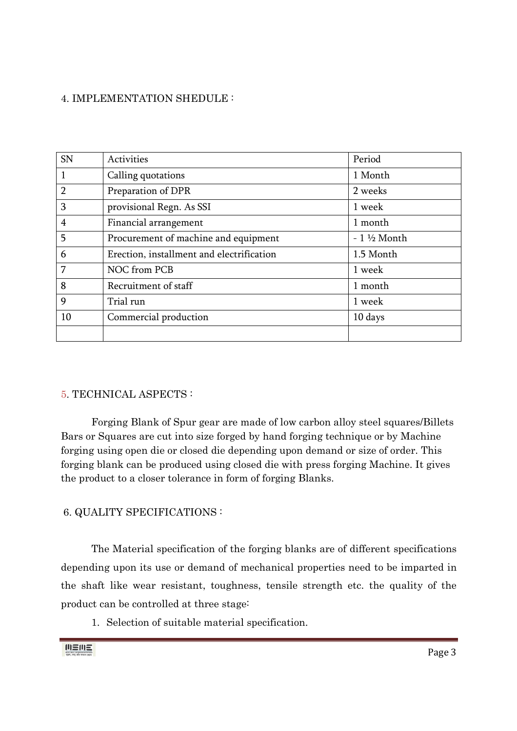## 4. IMPLEMENTATION SHEDULE :

| SN | Activities | Period |
|---|---|---|
| 1 | Calling quotations | 1 Month |
| 2 | Preparation of DPR | 2 weeks |
| 3 | provisional Regn. As SSI | 1 week |
| 4 | Financial arrangement | 1 month |
| 5 | Procurement of machine and equipment | - 1 ½ Month |
| 6 | Erection, installment and electrification | 1.5 Month |
| 7 | NOC from PCB | 1 week |
| 8 | Recruitment of staff | 1 month |
| 9 | Trial run | 1 week |
| 10 | Commercial production | 10 days |
| | | |

## 5. TECHNICAL ASPECTS :

Forging Blank of Spur gear are made of low carbon alloy steel squares/Billets Bars or Squares are cut into size forged by hand forging technique or by Machine forging using open die or closed die depending upon demand or size of order. This forging blank can be produced using closed die with press forging Machine. It gives the product to a closer tolerance in form of forging Blanks.

## 6. QUALITY SPECIFICATIONS :

The Material specification of the forging blanks are of different specifications depending upon its use or demand of mechanical properties need to be imparted in the shaft like wear resistant, toughness, tensile strength etc. the quality of the product can be controlled at three stage:

1. Selection of suitable material specification.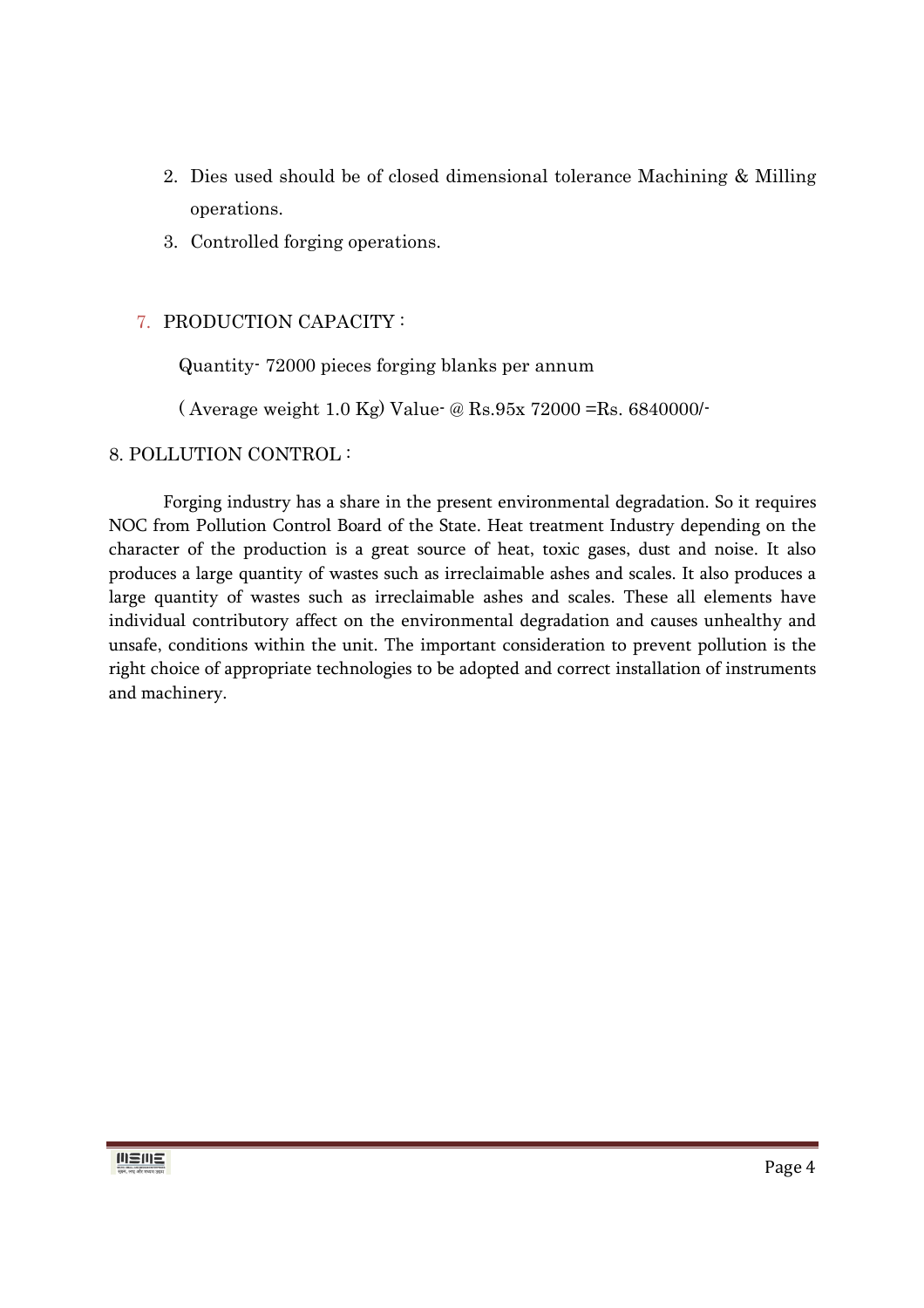2. Dies used should be of closed dimensional tolerance Machining & Milling operations.
3. Controlled forging operations.

7. PRODUCTION CAPACITY :

Quantity- 72000 pieces forging blanks per annum

( Average weight 1.0 Kg) Value- @ Rs.95x 72000 =Rs. 6840000/-

8. POLLUTION CONTROL :

Forging industry has a share in the present environmental degradation. So it requires NOC from Pollution Control Board of the State. Heat treatment Industry depending on the character of the production is a great source of heat, toxic gases, dust and noise. It also produces a large quantity of wastes such as irreclaimable ashes and scales. It also produces a large quantity of wastes such as irreclaimable ashes and scales. These all elements have individual contributory affect on the environmental degradation and causes unhealthy and unsafe, conditions within the unit. The important consideration to prevent pollution is the right choice of appropriate technologies to be adopted and correct installation of instruments and machinery.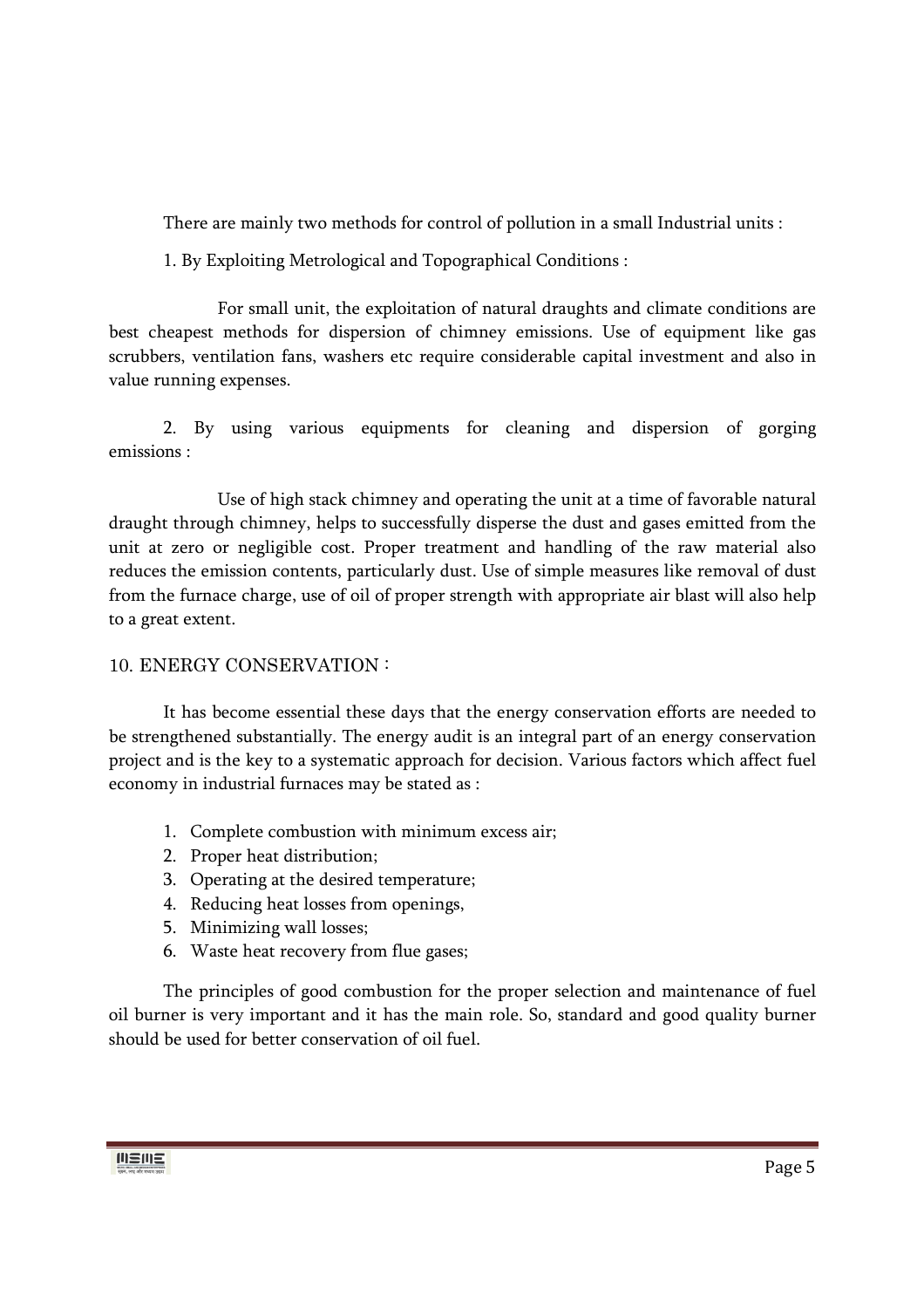There are mainly two methods for control of pollution in a small Industrial units :

1. By Exploiting Metrological and Topographical Conditions :

For small unit, the exploitation of natural draughts and climate conditions are best cheapest methods for dispersion of chimney emissions. Use of equipment like gas scrubbers, ventilation fans, washers etc require considerable capital investment and also in value running expenses.

2. By using various equipments for cleaning and dispersion of gorging emissions :

Use of high stack chimney and operating the unit at a time of favorable natural draught through chimney, helps to successfully disperse the dust and gases emitted from the unit at zero or negligible cost. Proper treatment and handling of the raw material also reduces the emission contents, particularly dust. Use of simple measures like removal of dust from the furnace charge, use of oil of proper strength with appropriate air blast will also help to a great extent.

## 10. ENERGY CONSERVATION :

It has become essential these days that the energy conservation efforts are needed to be strengthened substantially. The energy audit is an integral part of an energy conservation project and is the key to a systematic approach for decision. Various factors which affect fuel economy in industrial furnaces may be stated as :

1. Complete combustion with minimum excess air;
2. Proper heat distribution;
3. Operating at the desired temperature;
4. Reducing heat losses from openings,
5. Minimizing wall losses;
6. Waste heat recovery from flue gases;

The principles of good combustion for the proper selection and maintenance of fuel oil burner is very important and it has the main role. So, standard and good quality burner should be used for better conservation of oil fuel.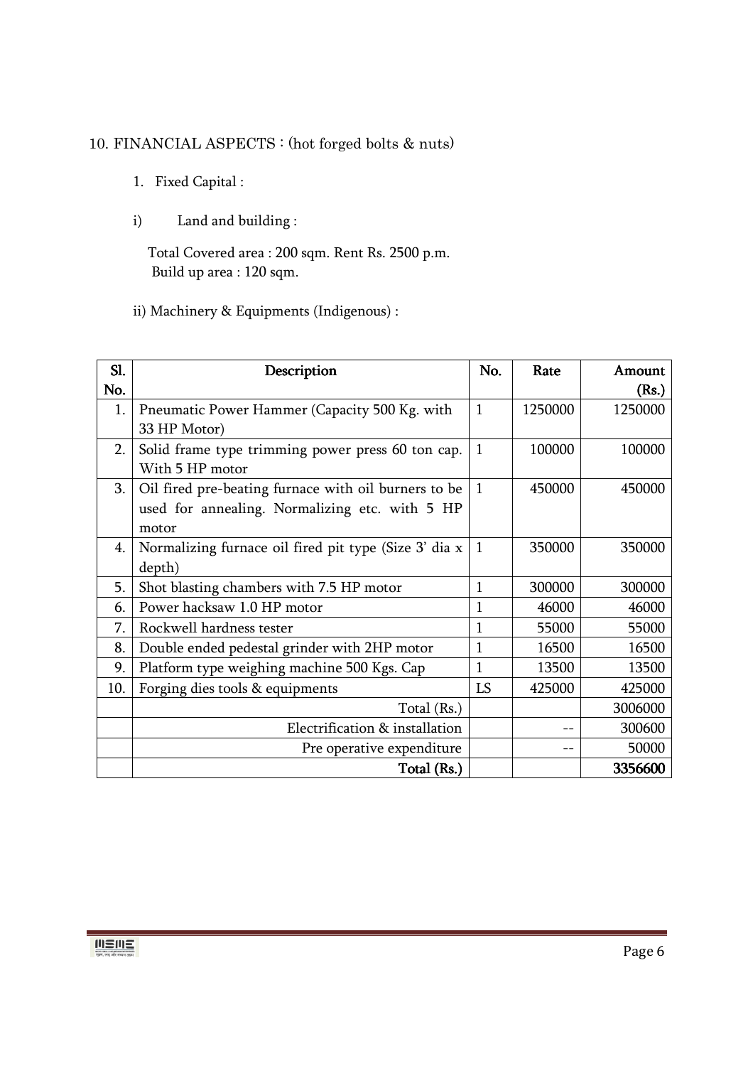10. FINANCIAL ASPECTS : (hot forged bolts & nuts)

1. Fixed Capital :

i) Land and building :

Total Covered area : 200 sqm. Rent Rs. 2500 p.m.
Build up area : 120 sqm.

ii) Machinery & Equipments (Indigenous) :

| Sl. No. | Description | No. | Rate | Amount (Rs.) |
|---|---|---|---|---|
| 1. | Pneumatic Power Hammer (Capacity 500 Kg. with 33 HP Motor) | 1 | 1250000 | 1250000 |
| 2. | Solid frame type trimming power press 60 ton cap. With 5 HP motor | 1 | 100000 | 100000 |
| 3. | Oil fired pre-beating furnace with oil burners to be used for annealing. Normalizing etc. with 5 HP motor | 1 | 450000 | 450000 |
| 4. | Normalizing furnace oil fired pit type (Size 3' dia x depth) | 1 | 350000 | 350000 |
| 5. | Shot blasting chambers with 7.5 HP motor | 1 | 300000 | 300000 |
| 6. | Power hacksaw 1.0 HP motor | 1 | 46000 | 46000 |
| 7. | Rockwell hardness tester | 1 | 55000 | 55000 |
| 8. | Double ended pedestal grinder with 2HP motor | 1 | 16500 | 16500 |
| 9. | Platform type weighing machine 500 Kgs. Cap | 1 | 13500 | 13500 |
| 10. | Forging dies tools & equipments | LS | 425000 | 425000 |
| | Total (Rs.) | | | 3006000 |
| | Electrification & installation | | -- | 300600 |
| | Pre operative expenditure | | -- | 50000 |
| | **Total (Rs.)** | | | **3356600** |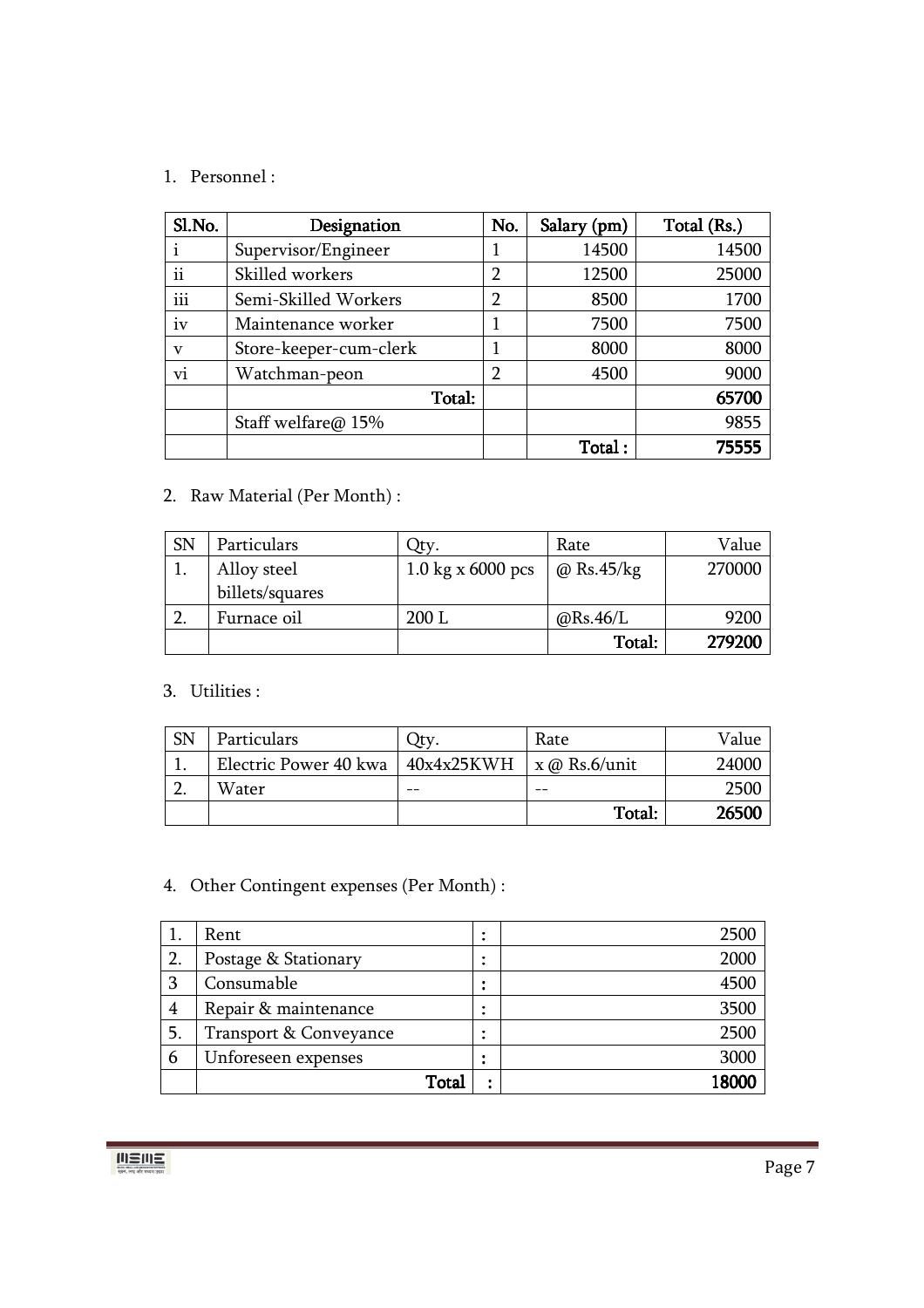1. Personnel :

| Sl.No. | Designation | No. | Salary (pm) | Total (Rs.) |
|---|---|---|---|---|
| i | Supervisor/Engineer | 1 | 14500 | 14500 |
| ii | Skilled workers | 2 | 12500 | 25000 |
| iii | Semi-Skilled Workers | 2 | 8500 | 1700 |
| iv | Maintenance worker | 1 | 7500 | 7500 |
| v | Store-keeper-cum-clerk | 1 | 8000 | 8000 |
| vi | Watchman-peon | 2 | 4500 | 9000 |
| | **Total:** | | | **65700** |
| | Staff welfare@ 15% | | | 9855 |
| | | | **Total :** | **75555** |

2. Raw Material (Per Month) :

| SN | Particulars | Qty. | Rate | Value |
|---|---|---|---|---|
| 1. | Alloy steel billets/squares | 1.0 kg x 6000 pcs | @ Rs.45/kg | 270000 |
| 2. | Furnace oil | 200 L | @Rs.46/L | 9200 |
| | | | **Total:** | **279200** |

3. Utilities :

| SN | Particulars | Qty. | Rate | Value |
|---|---|---|---|---|
| 1. | Electric Power 40 kwa | 40x4x25KWH | x @ Rs.6/unit | 24000 |
| 2. | Water | -- | -- | 2500 |
| | | | **Total:** | **26500** |

4. Other Contingent expenses (Per Month) :

| | | | |
|---|---|---|---|
| 1. | Rent | : | 2500 |
| 2. | Postage & Stationary | : | 2000 |
| 3 | Consumable | : | 4500 |
| 4 | Repair & maintenance | : | 3500 |
| 5. | Transport & Conveyance | : | 2500 |
| 6 | Unforeseen expenses | : | 3000 |
| | **Total** | : | **18000** |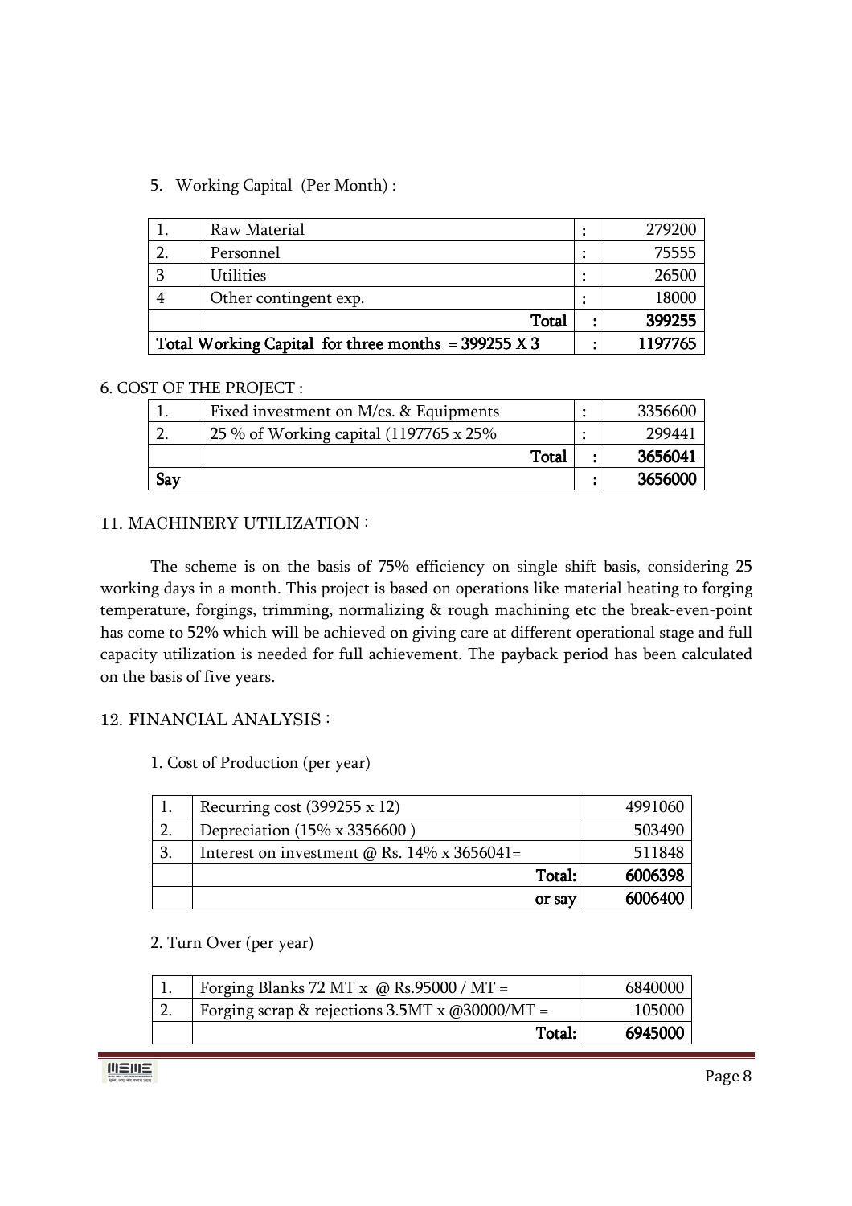5. Working Capital (Per Month) :

| | | | |
|---|---|---|---|
| 1. | Raw Material | : | 279200 |
| 2. | Personnel | : | 75555 |
| 3 | Utilities | : | 26500 |
| 4 | Other contingent exp. | : | 18000 |
| | **Total** | : | **399255** |
| **Total Working Capital for three months = 399255 X 3** | | : | **1197765** |

6. COST OF THE PROJECT :

| | | | |
|---|---|---|---|
| 1. | Fixed investment on M/cs. & Equipments | : | 3356600 |
| 2. | 25 % of Working capital (1197765 x 25% | : | 299441 |
| | **Total** | : | **3656041** |
| **Say** | | : | **3656000** |

## 11. MACHINERY UTILIZATION :

The scheme is on the basis of 75% efficiency on single shift basis, considering 25 working days in a month. This project is based on operations like material heating to forging temperature, forgings, trimming, normalizing & rough machining etc the break-even-point has come to 52% which will be achieved on giving care at different operational stage and full capacity utilization is needed for full achievement. The payback period has been calculated on the basis of five years.

## 12. FINANCIAL ANALYSIS :

1. Cost of Production (per year)

| | | |
|---|---|---|
| 1. | Recurring cost (399255 x 12) | 4991060 |
| 2. | Depreciation (15% x 3356600 ) | 503490 |
| 3. | Interest on investment @ Rs. 14% x 3656041= | 511848 |
| | **Total:** | **6006398** |
| | **or say** | **6006400** |

2. Turn Over (per year)

| | | |
|---|---|---|
| 1. | Forging Blanks 72 MT x @ Rs.95000 / MT = | 6840000 |
| 2. | Forging scrap & rejections 3.5MT x @30000/MT = | 105000 |
| | **Total:** | **6945000** |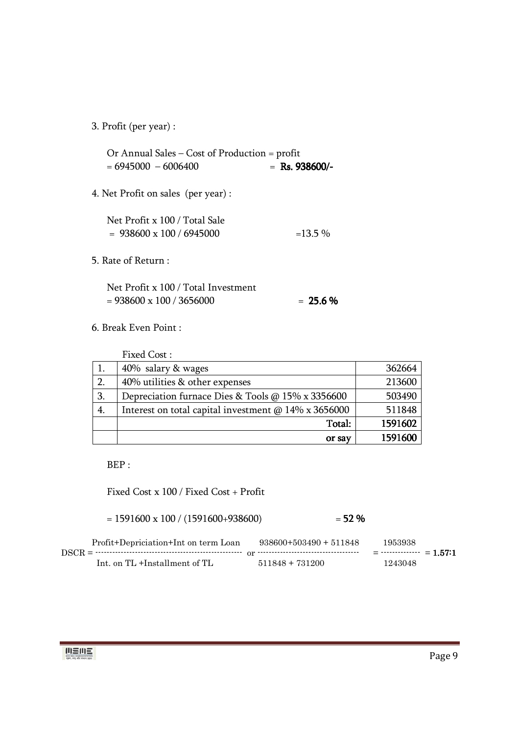3. Profit (per year) :

Or Annual Sales – Cost of Production = profit
= 6945000 – 6006400 = **Rs. 938600/-**

4. Net Profit on sales (per year) :

Net Profit x 100 / Total Sale
= 938600 x 100 / 6945000 =13.5 %

5. Rate of Return :

Net Profit x 100 / Total Investment
= 938600 x 100 / 3656000 = **25.6 %**

6. Break Even Point :

Fixed Cost :

| | | |
|---|---|---|
| 1. | 40% salary & wages | 362664 |
| 2. | 40% utilities & other expenses | 213600 |
| 3. | Depreciation furnace Dies & Tools @ 15% x 3356600 | 503490 |
| 4. | Interest on total capital investment @ 14% x 3656000 | 511848 |
| | **Total:** | **1591602** |
| | **or say** | **1591600** |

BEP :

Fixed Cost x 100 / Fixed Cost + Profit

= 1591600 x 100 / (1591600+938600) = **52 %**

$$DSCR = \frac{\text{Profit+Depriciation+Int on term Loan}}{\text{Int. on TL +Installment of TL}} \text{ or } \frac{938600+503490+511848}{511848+731200} = \frac{1953938}{1243048} = \mathbf{1.57:1}$$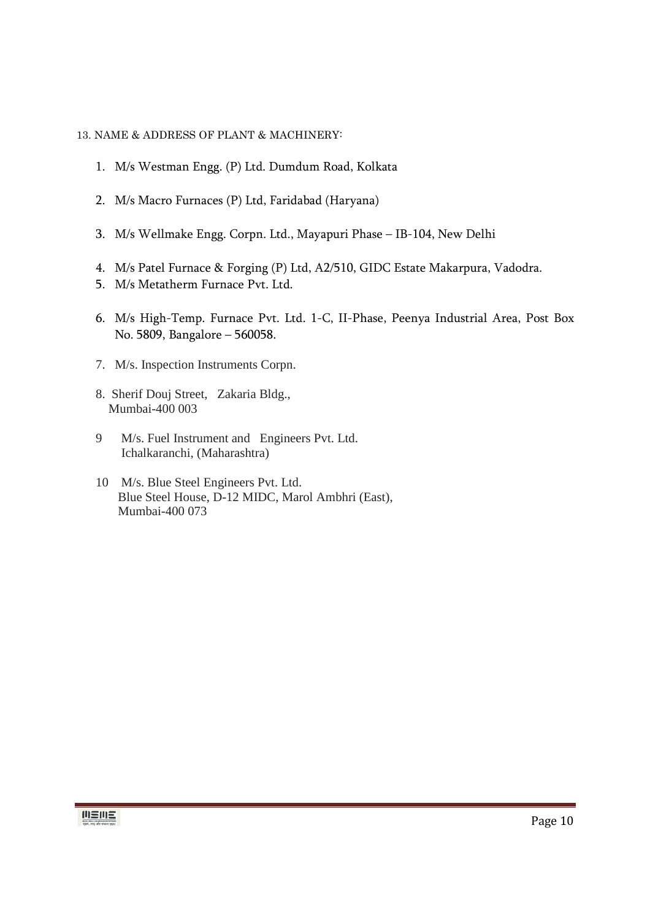13. NAME & ADDRESS OF PLANT & MACHINERY:

1. M/s Westman Engg. (P) Ltd. Dumdum Road, Kolkata
2. M/s Macro Furnaces (P) Ltd, Faridabad (Haryana)
3. M/s Wellmake Engg. Corpn. Ltd., Mayapuri Phase – IB-104, New Delhi
4. M/s Patel Furnace & Forging (P) Ltd, A2/510, GIDC Estate Makarpura, Vadodra.
5. M/s Metatherm Furnace Pvt. Ltd.
6. M/s High-Temp. Furnace Pvt. Ltd. 1-C, II-Phase, Peenya Industrial Area, Post Box No. 5809, Bangalore – 560058.
7. M/s. Inspection Instruments Corpn.
8. Sherif Douj Street, Zakaria Bldg.,
   Mumbai-400 003
9. M/s. Fuel Instrument and Engineers Pvt. Ltd.
   Ichalkaranchi, (Maharashtra)
10. M/s. Blue Steel Engineers Pvt. Ltd.
    Blue Steel House, D-12 MIDC, Marol Ambhri (East),
    Mumbai-400 073